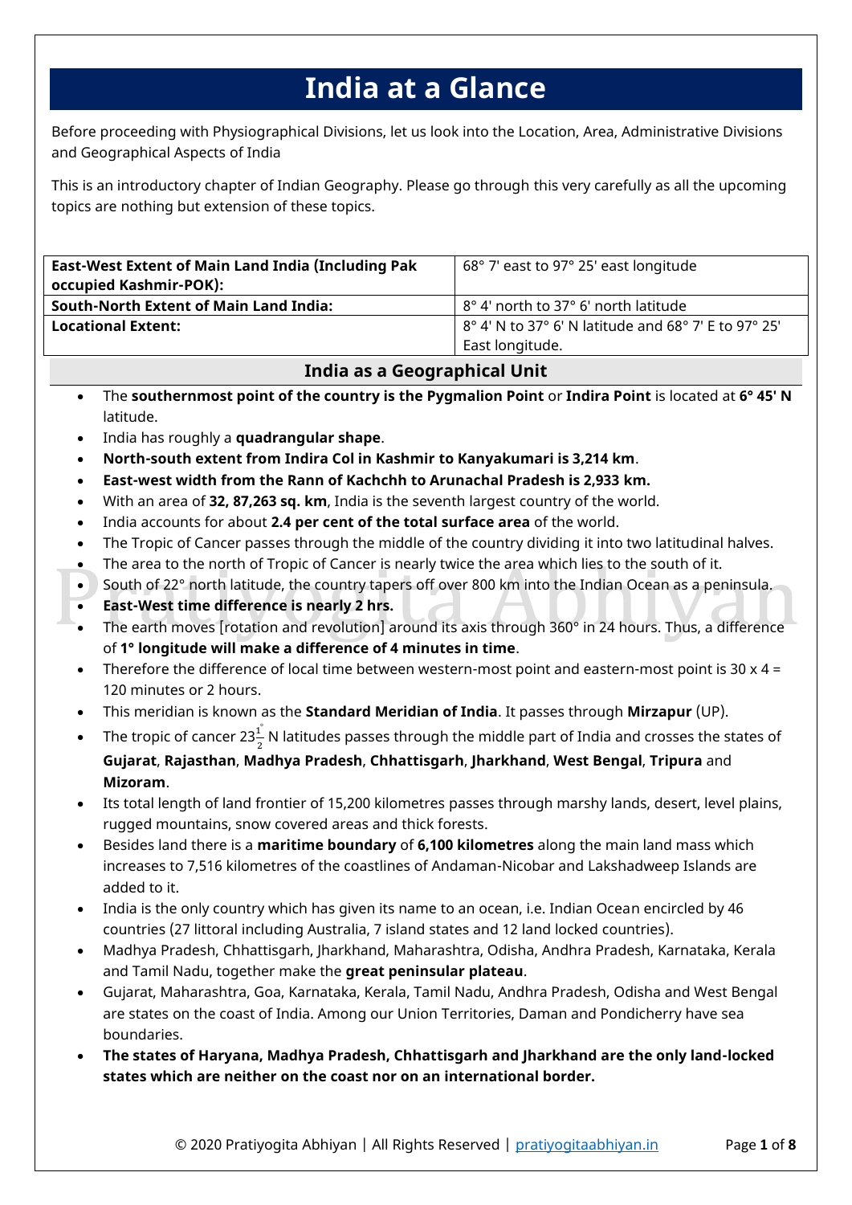# India at a Glance

Before proceeding with Physiographical Divisions, let us look into the Location, Area, Administrative Divisions and Geographical Aspects of India

This is an introductory chapter of Indian Geography. Please go through this very carefully as all the upcoming topics are nothing but extension of these topics.

| | |
|---|---|
| **East-West Extent of Main Land India (Including Pak occupied Kashmir-POK):** | 68° 7' east to 97° 25' east longitude |
| **South-North Extent of Main Land India:** | 8° 4' north to 37° 6' north latitude |
| **Locational Extent:** | 8° 4' N to 37° 6' N latitude and 68° 7' E to 97° 25' East longitude. |

## India as a Geographical Unit

- The **southernmost point of the country is the Pygmalion Point** or **Indira Point** is located at **6° 45' N** latitude.
- India has roughly a **quadrangular shape**.
- **North-south extent from Indira Col in Kashmir to Kanyakumari is 3,214 km**.
- **East-west width from the Rann of Kachchh to Arunachal Pradesh is 2,933 km.**
- With an area of **32, 87,263 sq. km**, India is the seventh largest country of the world.
- India accounts for about **2.4 per cent of the total surface area** of the world.
- The Tropic of Cancer passes through the middle of the country dividing it into two latitudinal halves.
- The area to the north of Tropic of Cancer is nearly twice the area which lies to the south of it.
- South of 22° north latitude, the country tapers off over 800 km into the Indian Ocean as a peninsula.
- **East-West time difference is nearly 2 hrs.**
- The earth moves [rotation and revolution] around its axis through 360° in 24 hours. Thus, a difference of **1° longitude will make a difference of 4 minutes in time**.
- Therefore the difference of local time between western-most point and eastern-most point is 30 x 4 = 120 minutes or 2 hours.
- This meridian is known as the **Standard Meridian of India**. It passes through **Mirzapur** (UP).
- The tropic of cancer $23\frac{1}{2}^{\circ}$ N latitudes passes through the middle part of India and crosses the states of **Gujarat**, **Rajasthan**, **Madhya Pradesh**, **Chhattisgarh**, **Jharkhand**, **West Bengal**, **Tripura** and **Mizoram**.
- Its total length of land frontier of 15,200 kilometres passes through marshy lands, desert, level plains, rugged mountains, snow covered areas and thick forests.
- Besides land there is a **maritime boundary** of **6,100 kilometres** along the main land mass which increases to 7,516 kilometres of the coastlines of Andaman-Nicobar and Lakshadweep Islands are added to it.
- India is the only country which has given its name to an ocean, i.e. Indian Ocean encircled by 46 countries (27 littoral including Australia, 7 island states and 12 land locked countries).
- Madhya Pradesh, Chhattisgarh, Jharkhand, Maharashtra, Odisha, Andhra Pradesh, Karnataka, Kerala and Tamil Nadu, together make the **great peninsular plateau**.
- Gujarat, Maharashtra, Goa, Karnataka, Kerala, Tamil Nadu, Andhra Pradesh, Odisha and West Bengal are states on the coast of India. Among our Union Territories, Daman and Pondicherry have sea boundaries.
- **The states of Haryana, Madhya Pradesh, Chhattisgarh and Jharkhand are the only land-locked states which are neither on the coast nor on an international border.**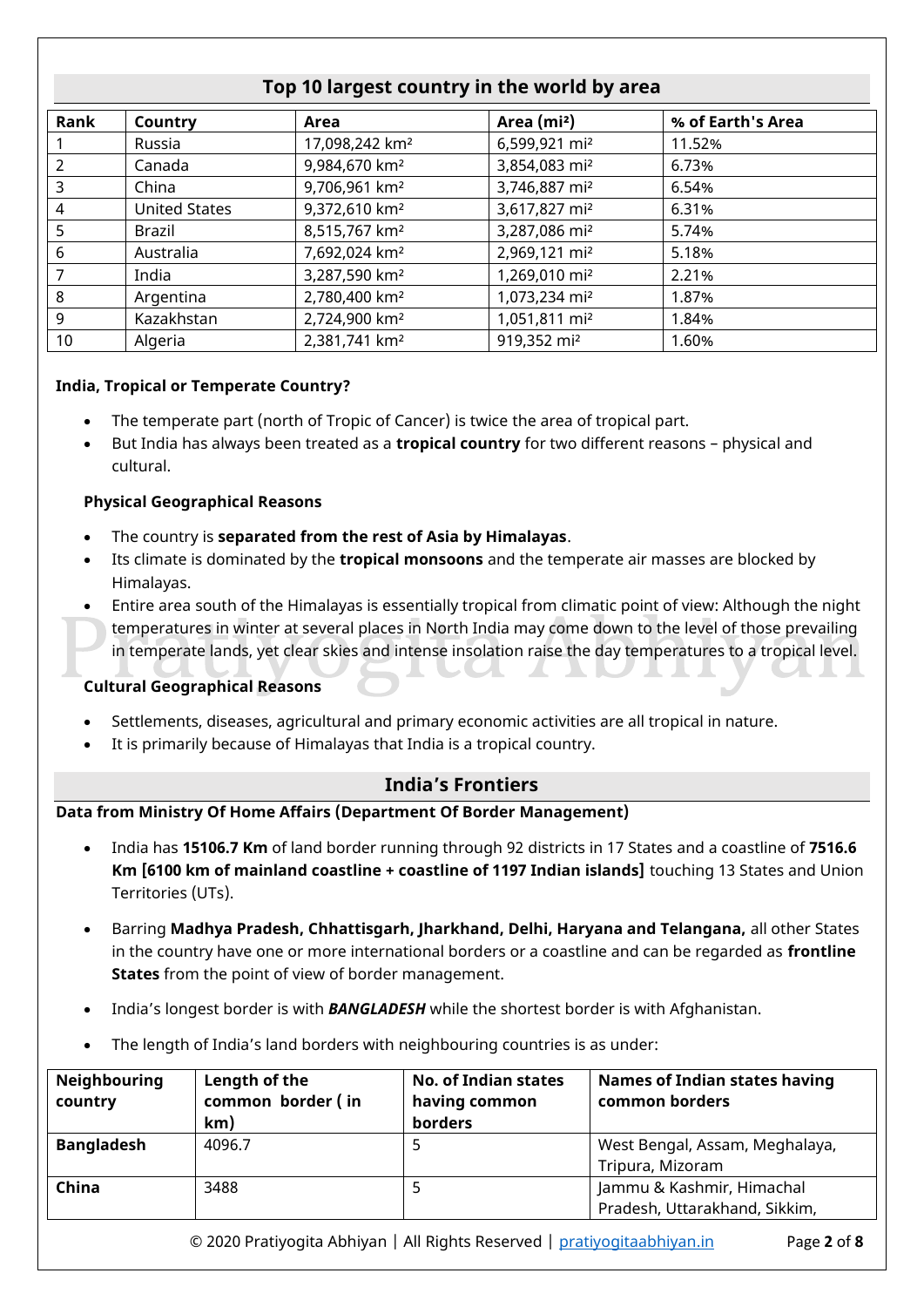## Top 10 largest country in the world by area

| Rank | Country | Area | Area (mi²) | % of Earth's Area |
|---|---|---|---|---|
| 1 | Russia | 17,098,242 km² | 6,599,921 mi² | 11.52% |
| 2 | Canada | 9,984,670 km² | 3,854,083 mi² | 6.73% |
| 3 | China | 9,706,961 km² | 3,746,887 mi² | 6.54% |
| 4 | United States | 9,372,610 km² | 3,617,827 mi² | 6.31% |
| 5 | Brazil | 8,515,767 km² | 3,287,086 mi² | 5.74% |
| 6 | Australia | 7,692,024 km² | 2,969,121 mi² | 5.18% |
| 7 | India | 3,287,590 km² | 1,269,010 mi² | 2.21% |
| 8 | Argentina | 2,780,400 km² | 1,073,234 mi² | 1.87% |
| 9 | Kazakhstan | 2,724,900 km² | 1,051,811 mi² | 1.84% |
| 10 | Algeria | 2,381,741 km² | 919,352 mi² | 1.60% |

**India, Tropical or Temperate Country?**

- The temperate part (north of Tropic of Cancer) is twice the area of tropical part.
- But India has always been treated as a **tropical country** for two different reasons – physical and cultural.

**Physical Geographical Reasons**

- The country is **separated from the rest of Asia by Himalayas**.
- Its climate is dominated by the **tropical monsoons** and the temperate air masses are blocked by Himalayas.
- Entire area south of the Himalayas is essentially tropical from climatic point of view: Although the night temperatures in winter at several places in North India may come down to the level of those prevailing in temperate lands, yet clear skies and intense insolation raise the day temperatures to a tropical level.

**Cultural Geographical Reasons**

- Settlements, diseases, agricultural and primary economic activities are all tropical in nature.
- It is primarily because of Himalayas that India is a tropical country.

## India's Frontiers

**Data from Ministry Of Home Affairs (Department Of Border Management)**

- India has **15106.7 Km** of land border running through 92 districts in 17 States and a coastline of **7516.6 Km [6100 km of mainland coastline + coastline of 1197 Indian islands]** touching 13 States and Union Territories (UTs).
- Barring **Madhya Pradesh, Chhattisgarh, Jharkhand, Delhi, Haryana and Telangana,** all other States in the country have one or more international borders or a coastline and can be regarded as **frontline States** from the point of view of border management.
- India's longest border is with ***BANGLADESH*** while the shortest border is with Afghanistan.
- The length of India's land borders with neighbouring countries is as under:

| Neighbouring country | Length of the common border ( in km) | No. of Indian states having common borders | Names of Indian states having common borders |
|---|---|---|---|
| **Bangladesh** | 4096.7 | 5 | West Bengal, Assam, Meghalaya, Tripura, Mizoram |
| **China** | 3488 | 5 | Jammu & Kashmir, Himachal Pradesh, Uttarakhand, Sikkim, |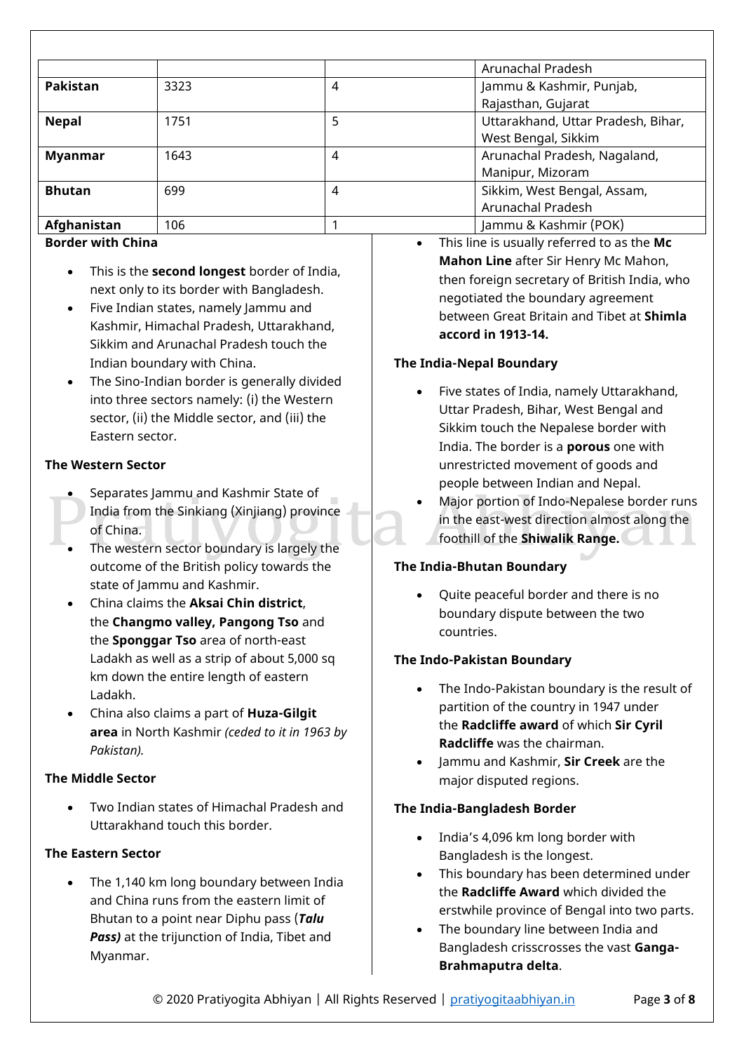| | | | Arunachal Pradesh |
|---|---|---|---|
| **Pakistan** | 3323 | 4 | Jammu & Kashmir, Punjab, Rajasthan, Gujarat |
| **Nepal** | 1751 | 5 | Uttarakhand, Uttar Pradesh, Bihar, West Bengal, Sikkim |
| **Myanmar** | 1643 | 4 | Arunachal Pradesh, Nagaland, Manipur, Mizoram |
| **Bhutan** | 699 | 4 | Sikkim, West Bengal, Assam, Arunachal Pradesh |
| **Afghanistan** | 106 | 1 | Jammu & Kashmir (POK) |

**Border with China**

- This is the **second longest** border of India, next only to its border with Bangladesh.
- Five Indian states, namely Jammu and Kashmir, Himachal Pradesh, Uttarakhand, Sikkim and Arunachal Pradesh touch the Indian boundary with China.
- The Sino-Indian border is generally divided into three sectors namely: (i) the Western sector, (ii) the Middle sector, and (iii) the Eastern sector.

**The Western Sector**

- Separates Jammu and Kashmir State of India from the Sinkiang (Xinjiang) province of China.
- The western sector boundary is largely the outcome of the British policy towards the state of Jammu and Kashmir.
- China claims the **Aksai Chin district**, the **Changmo valley, Pangong Tso** and the **Sponggar Tso** area of north-east Ladakh as well as a strip of about 5,000 sq km down the entire length of eastern Ladakh.
- China also claims a part of **Huza-Gilgit area** in North Kashmir *(ceded to it in 1963 by Pakistan).*

**The Middle Sector**

- Two Indian states of Himachal Pradesh and Uttarakhand touch this border.

**The Eastern Sector**

- The 1,140 km long boundary between India and China runs from the eastern limit of Bhutan to a point near Diphu pass (***Talu Pass)*** at the trijunction of India, Tibet and Myanmar.
- This line is usually referred to as the **Mc Mahon Line** after Sir Henry Mc Mahon, then foreign secretary of British India, who negotiated the boundary agreement between Great Britain and Tibet at **Shimla accord in 1913-14.**

**The India-Nepal Boundary**

- Five states of India, namely Uttarakhand, Uttar Pradesh, Bihar, West Bengal and Sikkim touch the Nepalese border with India. The border is a **porous** one with unrestricted movement of goods and people between Indian and Nepal.
- Major portion of Indo-Nepalese border runs in the east-west direction almost along the foothill of the **Shiwalik Range.**

**The India-Bhutan Boundary**

- Quite peaceful border and there is no boundary dispute between the two countries.

**The Indo-Pakistan Boundary**

- The Indo-Pakistan boundary is the result of partition of the country in 1947 under the **Radcliffe award** of which **Sir Cyril Radcliffe** was the chairman.
- Jammu and Kashmir, **Sir Creek** are the major disputed regions.

**The India-Bangladesh Border**

- India's 4,096 km long border with Bangladesh is the longest.
- This boundary has been determined under the **Radcliffe Award** which divided the erstwhile province of Bengal into two parts.
- The boundary line between India and Bangladesh crisscrosses the vast **Ganga-Brahmaputra delta**.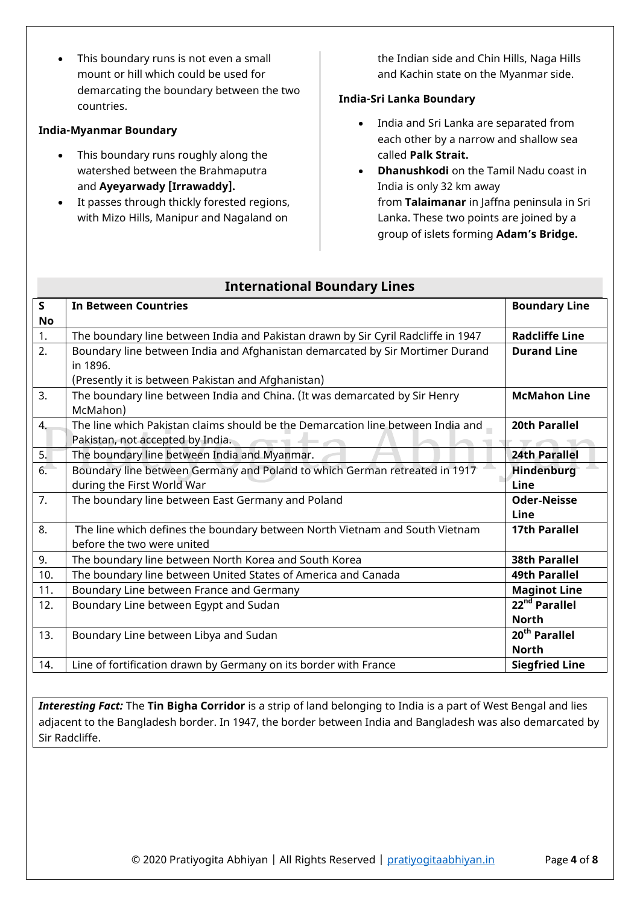- This boundary runs is not even a small mount or hill which could be used for demarcating the boundary between the two countries.

### India-Myanmar Boundary

- This boundary runs roughly along the watershed between the Brahmaputra and **Ayeyarwady [Irrawaddy].**
- It passes through thickly forested regions, with Mizo Hills, Manipur and Nagaland on the Indian side and Chin Hills, Naga Hills and Kachin state on the Myanmar side.

### India-Sri Lanka Boundary

- India and Sri Lanka are separated from each other by a narrow and shallow sea called **Palk Strait.**
- **Dhanushkodi** on the Tamil Nadu coast in India is only 32 km away from **Talaimanar** in Jaffna peninsula in Sri Lanka. These two points are joined by a group of islets forming **Adam's Bridge.**

## International Boundary Lines

| S No | In Between Countries | Boundary Line |
|---|---|---|
| 1. | The boundary line between India and Pakistan drawn by Sir Cyril Radcliffe in 1947 | **Radcliffe Line** |
| 2. | Boundary line between India and Afghanistan demarcated by Sir Mortimer Durand in 1896. (Presently it is between Pakistan and Afghanistan) | **Durand Line** |
| 3. | The boundary line between India and China. (It was demarcated by Sir Henry McMahon) | **McMahon Line** |
| 4. | The line which Pakistan claims should be the Demarcation line between India and Pakistan, not accepted by India. | **20th Parallel** |
| 5. | The boundary line between India and Myanmar. | **24th Parallel** |
| 6. | Boundary line between Germany and Poland to which German retreated in 1917 during the First World War | **Hindenburg Line** |
| 7. | The boundary line between East Germany and Poland | **Oder-Neisse Line** |
| 8. | The line which defines the boundary between North Vietnam and South Vietnam before the two were united | **17th Parallel** |
| 9. | The boundary line between North Korea and South Korea | **38th Parallel** |
| 10. | The boundary line between United States of America and Canada | **49th Parallel** |
| 11. | Boundary Line between France and Germany | **Maginot Line** |
| 12. | Boundary Line between Egypt and Sudan | **22nd Parallel North** |
| 13. | Boundary Line between Libya and Sudan | **20th Parallel North** |
| 14. | Line of fortification drawn by Germany on its border with France | **Siegfried Line** |

***Interesting Fact:*** The **Tin Bigha Corridor** is a strip of land belonging to India is a part of West Bengal and lies adjacent to the Bangladesh border. In 1947, the border between India and Bangladesh was also demarcated by Sir Radcliffe.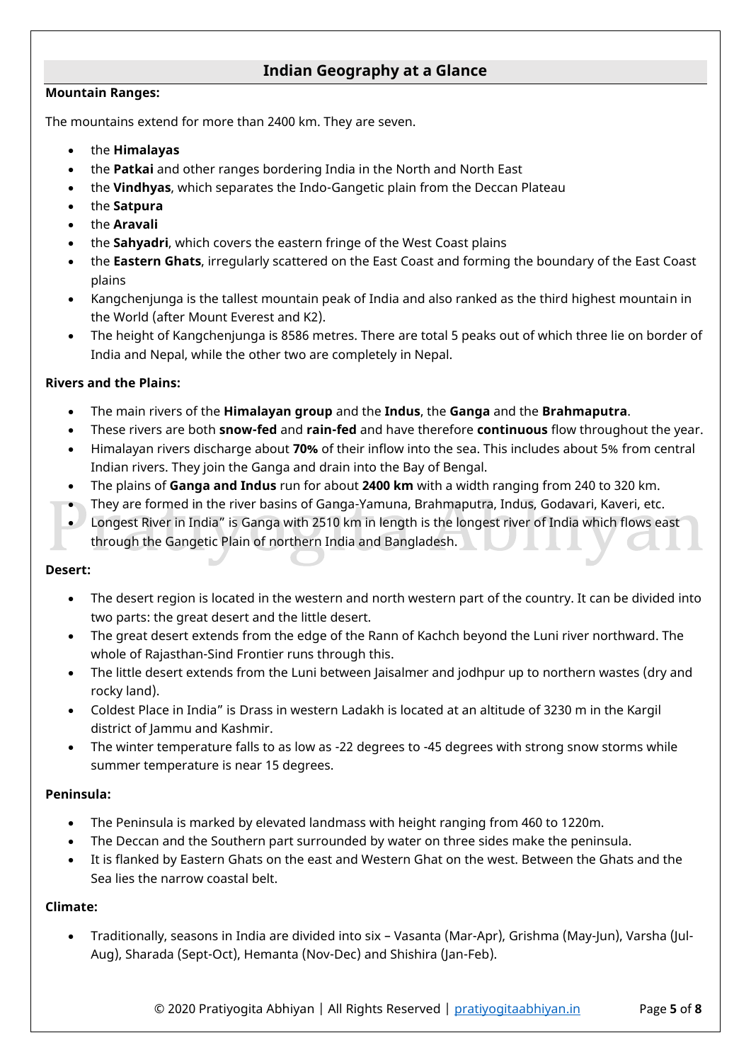## Indian Geography at a Glance

**Mountain Ranges:**

The mountains extend for more than 2400 km. They are seven.

- the **Himalayas**
- the **Patkai** and other ranges bordering India in the North and North East
- the **Vindhyas**, which separates the Indo-Gangetic plain from the Deccan Plateau
- the **Satpura**
- the **Aravali**
- the **Sahyadri**, which covers the eastern fringe of the West Coast plains
- the **Eastern Ghats**, irregularly scattered on the East Coast and forming the boundary of the East Coast plains
- Kangchenjunga is the tallest mountain peak of India and also ranked as the third highest mountain in the World (after Mount Everest and K2).
- The height of Kangchenjunga is 8586 metres. There are total 5 peaks out of which three lie on border of India and Nepal, while the other two are completely in Nepal.

**Rivers and the Plains:**

- The main rivers of the **Himalayan group** and the **Indus**, the **Ganga** and the **Brahmaputra**.
- These rivers are both **snow-fed** and **rain-fed** and have therefore **continuous** flow throughout the year.
- Himalayan rivers discharge about **70%** of their inflow into the sea. This includes about 5% from central Indian rivers. They join the Ganga and drain into the Bay of Bengal.
- The plains of **Ganga and Indus** run for about **2400 km** with a width ranging from 240 to 320 km.
- They are formed in the river basins of Ganga-Yamuna, Brahmaputra, Indus, Godavari, Kaveri, etc.
- Longest River in India" is Ganga with 2510 km in length is the longest river of India which flows east through the Gangetic Plain of northern India and Bangladesh.

**Desert:**

- The desert region is located in the western and north western part of the country. It can be divided into two parts: the great desert and the little desert.
- The great desert extends from the edge of the Rann of Kachch beyond the Luni river northward. The whole of Rajasthan-Sind Frontier runs through this.
- The little desert extends from the Luni between Jaisalmer and jodhpur up to northern wastes (dry and rocky land).
- Coldest Place in India" is Drass in western Ladakh is located at an altitude of 3230 m in the Kargil district of Jammu and Kashmir.
- The winter temperature falls to as low as -22 degrees to -45 degrees with strong snow storms while summer temperature is near 15 degrees.

**Peninsula:**

- The Peninsula is marked by elevated landmass with height ranging from 460 to 1220m.
- The Deccan and the Southern part surrounded by water on three sides make the peninsula.
- It is flanked by Eastern Ghats on the east and Western Ghat on the west. Between the Ghats and the Sea lies the narrow coastal belt.

**Climate:**

- Traditionally, seasons in India are divided into six – Vasanta (Mar-Apr), Grishma (May-Jun), Varsha (Jul-Aug), Sharada (Sept-Oct), Hemanta (Nov-Dec) and Shishira (Jan-Feb).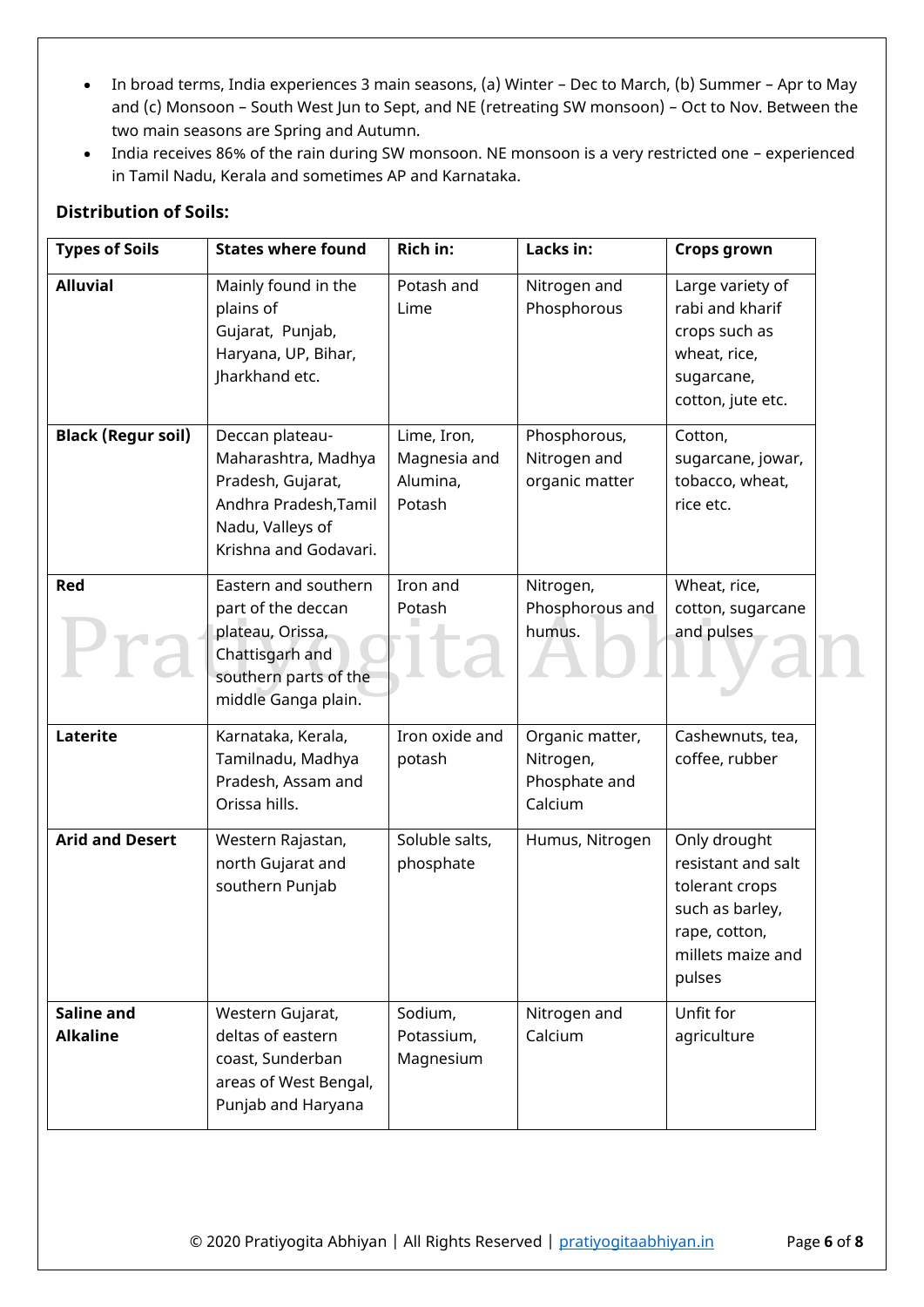- In broad terms, India experiences 3 main seasons, (a) Winter – Dec to March, (b) Summer – Apr to May and (c) Monsoon – South West Jun to Sept, and NE (retreating SW monsoon) – Oct to Nov. Between the two main seasons are Spring and Autumn.
- India receives 86% of the rain during SW monsoon. NE monsoon is a very restricted one – experienced in Tamil Nadu, Kerala and sometimes AP and Karnataka.

**Distribution of Soils:**

| Types of Soils | States where found | Rich in: | Lacks in: | Crops grown |
|---|---|---|---|---|
| **Alluvial** | Mainly found in the plains of Gujarat, Punjab, Haryana, UP, Bihar, Jharkhand etc. | Potash and Lime | Nitrogen and Phosphorous | Large variety of rabi and kharif crops such as wheat, rice, sugarcane, cotton, jute etc. |
| **Black (Regur soil)** | Deccan plateau- Maharashtra, Madhya Pradesh, Gujarat, Andhra Pradesh, Tamil Nadu, Valleys of Krishna and Godavari. | Lime, Iron, Magnesia and Alumina, Potash | Phosphorous, Nitrogen and organic matter | Cotton, sugarcane, jowar, tobacco, wheat, rice etc. |
| **Red** | Eastern and southern part of the deccan plateau, Orissa, Chattisgarh and southern parts of the middle Ganga plain. | Iron and Potash | Nitrogen, Phosphorous and humus. | Wheat, rice, cotton, sugarcane and pulses |
| **Laterite** | Karnataka, Kerala, Tamilnadu, Madhya Pradesh, Assam and Orissa hills. | Iron oxide and potash | Organic matter, Nitrogen, Phosphate and Calcium | Cashewnuts, tea, coffee, rubber |
| **Arid and Desert** | Western Rajastan, north Gujarat and southern Punjab | Soluble salts, phosphate | Humus, Nitrogen | Only drought resistant and salt tolerant crops such as barley, rape, cotton, millets maize and pulses |
| **Saline and Alkaline** | Western Gujarat, deltas of eastern coast, Sunderban areas of West Bengal, Punjab and Haryana | Sodium, Potassium, Magnesium | Nitrogen and Calcium | Unfit for agriculture |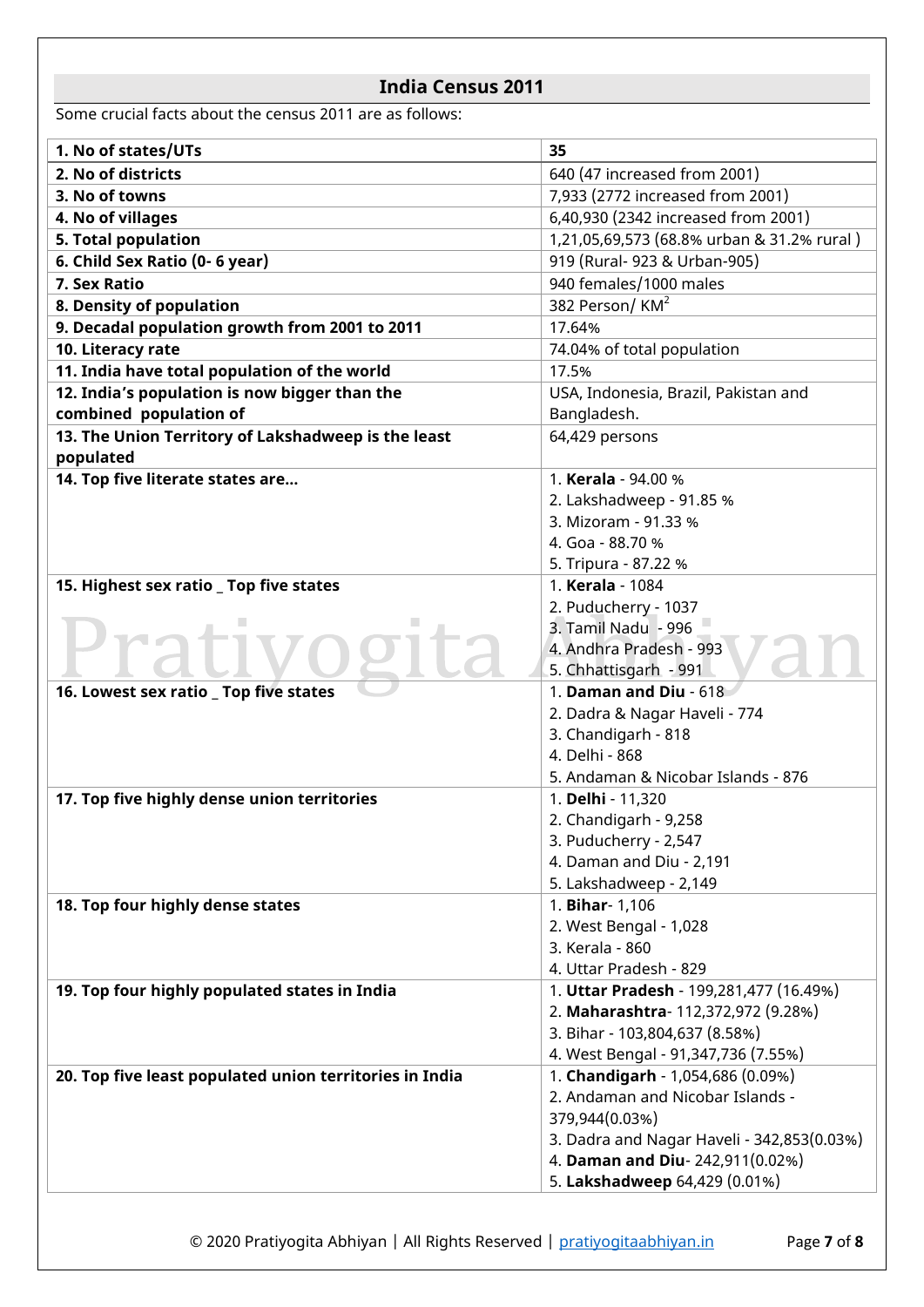## India Census 2011

Some crucial facts about the census 2011 are as follows:

| **1. No of states/UTs** | **35** |
|---|---|
| **2. No of districts** | 640 (47 increased from 2001) |
| **3. No of towns** | 7,933 (2772 increased from 2001) |
| **4. No of villages** | 6,40,930 (2342 increased from 2001) |
| **5. Total population** | 1,21,05,69,573 (68.8% urban & 31.2% rural ) |
| **6. Child Sex Ratio (0- 6 year)** | 919 (Rural- 923 & Urban-905) |
| **7. Sex Ratio** | 940 females/1000 males |
| **8. Density of population** | 382 Person/ $KM^2$ |
| **9. Decadal population growth from 2001 to 2011** | 17.64% |
| **10. Literacy rate** | 74.04% of total population |
| **11. India have total population of the world** | 17.5% |
| **12. India's population is now bigger than the combined population of** | USA, Indonesia, Brazil, Pakistan and Bangladesh. |
| **13. The Union Territory of Lakshadweep is the least populated** | 64,429 persons |
| **14. Top five literate states are…** | 1. **Kerala** - 94.00 %<br>2. Lakshadweep - 91.85 %<br>3. Mizoram - 91.33 %<br>4. Goa - 88.70 %<br>5. Tripura - 87.22 % |
| **15. Highest sex ratio _ Top five states** | 1. **Kerala** - 1084<br>2. Puducherry - 1037<br>3. Tamil Nadu - 996<br>4. Andhra Pradesh - 993<br>5. Chhattisgarh - 991 |
| **16. Lowest sex ratio _ Top five states** | 1. **Daman and Diu** - 618<br>2. Dadra & Nagar Haveli - 774<br>3. Chandigarh - 818<br>4. Delhi - 868<br>5. Andaman & Nicobar Islands - 876 |
| **17. Top five highly dense union territories** | 1. **Delhi** - 11,320<br>2. Chandigarh - 9,258<br>3. Puducherry - 2,547<br>4. Daman and Diu - 2,191<br>5. Lakshadweep - 2,149 |
| **18. Top four highly dense states** | 1. **Bihar**- 1,106<br>2. West Bengal - 1,028<br>3. Kerala - 860<br>4. Uttar Pradesh - 829 |
| **19. Top four highly populated states in India** | 1. **Uttar Pradesh** - 199,281,477 (16.49%)<br>2. **Maharashtra**- 112,372,972 (9.28%)<br>3. Bihar - 103,804,637 (8.58%)<br>4. West Bengal - 91,347,736 (7.55%) |
| **20. Top five least populated union territories in India** | 1. **Chandigarh** - 1,054,686 (0.09%)<br>2. Andaman and Nicobar Islands - 379,944(0.03%)<br>3. Dadra and Nagar Haveli - 342,853(0.03%)<br>4. **Daman and Diu**- 242,911(0.02%)<br>5. **Lakshadweep** 64,429 (0.01%) |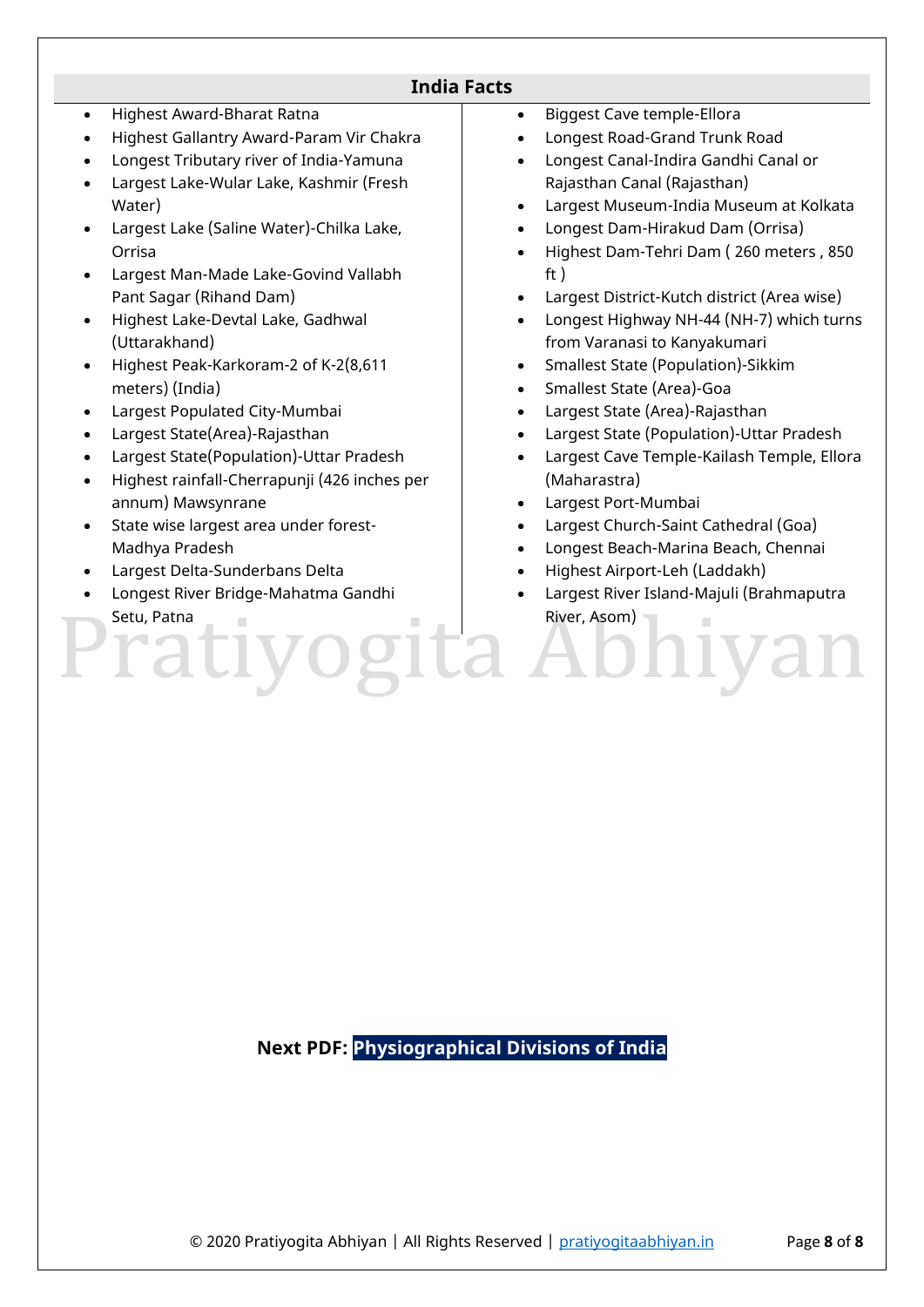## India Facts

- Highest Award-Bharat Ratna
- Highest Gallantry Award-Param Vir Chakra
- Longest Tributary river of India-Yamuna
- Largest Lake-Wular Lake, Kashmir (Fresh Water)
- Largest Lake (Saline Water)-Chilka Lake, Orrisa
- Largest Man-Made Lake-Govind Vallabh Pant Sagar (Rihand Dam)
- Highest Lake-Devtal Lake, Gadhwal (Uttarakhand)
- Highest Peak-Karkoram-2 of K-2(8,611 meters) (India)
- Largest Populated City-Mumbai
- Largest State(Area)-Rajasthan
- Largest State(Population)-Uttar Pradesh
- Highest rainfall-Cherrapunji (426 inches per annum) Mawsynrane
- State wise largest area under forest-Madhya Pradesh
- Largest Delta-Sunderbans Delta
- Longest River Bridge-Mahatma Gandhi Setu, Patna
- Biggest Cave temple-Ellora
- Longest Road-Grand Trunk Road
- Longest Canal-Indira Gandhi Canal or Rajasthan Canal (Rajasthan)
- Largest Museum-India Museum at Kolkata
- Longest Dam-Hirakud Dam (Orrisa)
- Highest Dam-Tehri Dam ( 260 meters , 850 ft )
- Largest District-Kutch district (Area wise)
- Longest Highway NH-44 (NH-7) which turns from Varanasi to Kanyakumari
- Smallest State (Population)-Sikkim
- Smallest State (Area)-Goa
- Largest State (Area)-Rajasthan
- Largest State (Population)-Uttar Pradesh
- Largest Cave Temple-Kailash Temple, Ellora (Maharastra)
- Largest Port-Mumbai
- Largest Church-Saint Cathedral (Goa)
- Longest Beach-Marina Beach, Chennai
- Highest Airport-Leh (Laddakh)
- Largest River Island-Majuli (Brahmaputra River, Asom)

**Next PDF: Physiographical Divisions of India**